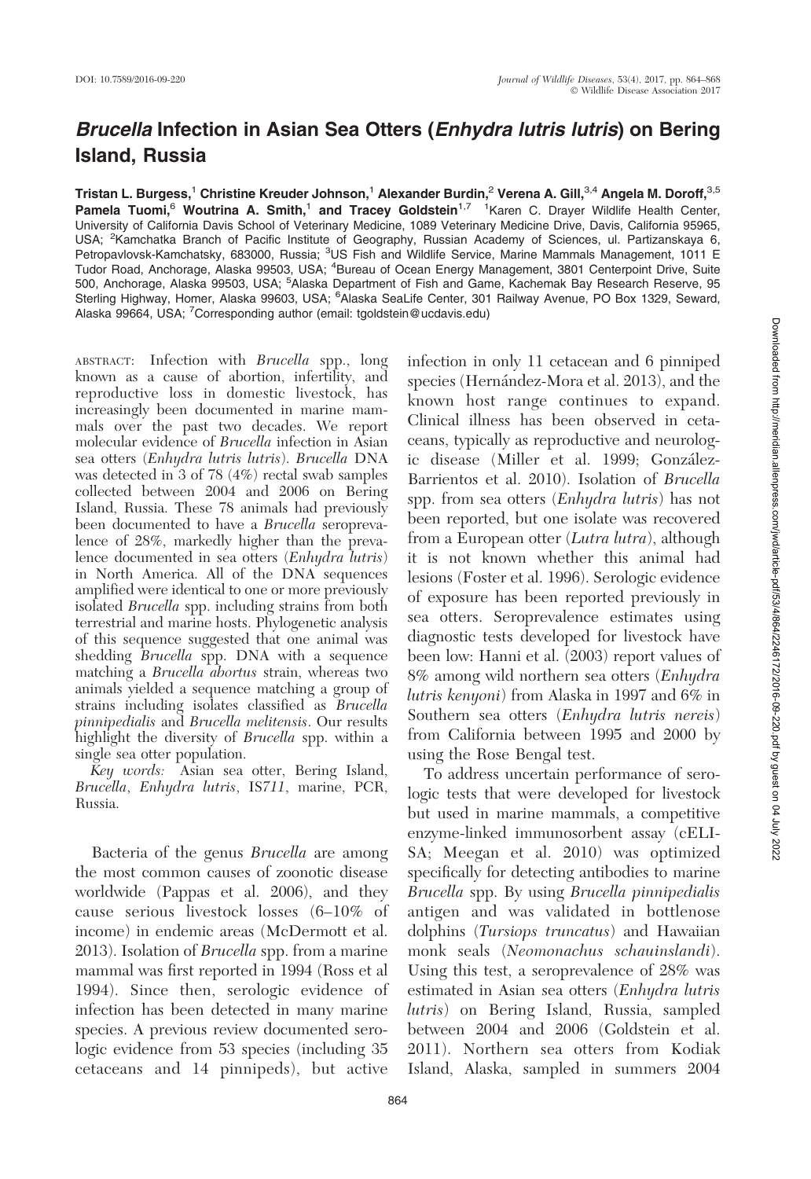# *Brucella* Infection in Asian Sea Otters (*Enhydra lutris lutris*) on Bering Island, Russia

**Tristan L. Burgess,[1] Christine Kreuder Johnson,[1] Alexander Burdin,[2] Verena A. Gill,[3,4] Angela M. Doroff,[3,5] Pamela Tuomi,[6] Woutrina A. Smith,[1] and Tracey Goldstein[1,7]** [1]Karen C. Drayer Wildlife Health Center, University of California Davis School of Veterinary Medicine, 1089 Veterinary Medicine Drive, Davis, California 95965, USA; [2]Kamchatka Branch of Pacific Institute of Geography, Russian Academy of Sciences, ul. Partizanskaya 6, Petropavlovsk-Kamchatsky, 683000, Russia; [3]US Fish and Wildlife Service, Marine Mammals Management, 1011 E Tudor Road, Anchorage, Alaska 99503, USA; [4]Bureau of Ocean Energy Management, 3801 Centerpoint Drive, Suite 500, Anchorage, Alaska 99503, USA; [5]Alaska Department of Fish and Game, Kachemak Bay Research Reserve, 95 Sterling Highway, Homer, Alaska 99603, USA; [6]Alaska SeaLife Center, 301 Railway Avenue, PO Box 1329, Seward, Alaska 99664, USA; [7]Corresponding author (email: tgoldstein@ucdavis.edu)

ABSTRACT: Infection with *Brucella* spp., long known as a cause of abortion, infertility, and reproductive loss in domestic livestock, has increasingly been documented in marine mammals over the past two decades. We report molecular evidence of *Brucella* infection in Asian sea otters (*Enhydra lutris lutris*). *Brucella* DNA was detected in 3 of 78 (4%) rectal swab samples collected between 2004 and 2006 on Bering Island, Russia. These 78 animals had previously been documented to have a *Brucella* seroprevalence of 28%, markedly higher than the prevalence documented in sea otters (*Enhydra lutris*) in North America. All of the DNA sequences amplified were identical to one or more previously isolated *Brucella* spp. including strains from both terrestrial and marine hosts. Phylogenetic analysis of this sequence suggested that one animal was shedding *Brucella* spp. DNA with a sequence matching a *Brucella abortus* strain, whereas two animals yielded a sequence matching a group of strains including isolates classified as *Brucella pinnipedialis* and *Brucella melitensis*. Our results highlight the diversity of *Brucella* spp. within a single sea otter population.

*Key words:* Asian sea otter, Bering Island, *Brucella*, *Enhydra lutris*, *IS711*, marine, PCR, Russia.

Bacteria of the genus *Brucella* are among the most common causes of zoonotic disease worldwide (Pappas et al. 2006), and they cause serious livestock losses (6–10% of income) in endemic areas (McDermott et al. 2013). Isolation of *Brucella* spp. from a marine mammal was first reported in 1994 (Ross et al 1994). Since then, serologic evidence of infection has been detected in many marine species. A previous review documented serologic evidence from 53 species (including 35 cetaceans and 14 pinnipeds), but active infection in only 11 cetacean and 6 pinniped species (Hernández-Mora et al. 2013), and the known host range continues to expand. Clinical illness has been observed in cetaceans, typically as reproductive and neurologic disease (Miller et al. 1999; González-Barrientos et al. 2010). Isolation of *Brucella* spp. from sea otters (*Enhydra lutris*) has not been reported, but one isolate was recovered from a European otter (*Lutra lutra*), although it is not known whether this animal had lesions (Foster et al. 1996). Serologic evidence of exposure has been reported previously in sea otters. Seroprevalence estimates using diagnostic tests developed for livestock have been low: Hanni et al. (2003) report values of 8% among wild northern sea otters (*Enhydra lutris kenyoni*) from Alaska in 1997 and 6% in Southern sea otters (*Enhydra lutris nereis*) from California between 1995 and 2000 by using the Rose Bengal test.

To address uncertain performance of serologic tests that were developed for livestock but used in marine mammals, a competitive enzyme-linked immunosorbent assay (cELISA; Meegan et al. 2010) was optimized specifically for detecting antibodies to marine *Brucella* spp. By using *Brucella pinnipedialis* antigen and was validated in bottlenose dolphins (*Tursiops truncatus*) and Hawaiian monk seals (*Neomonachus schauinslandi*). Using this test, a seroprevalence of 28% was estimated in Asian sea otters (*Enhydra lutris lutris*) on Bering Island, Russia, sampled between 2004 and 2006 (Goldstein et al. 2011). Northern sea otters from Kodiak Island, Alaska, sampled in summers 2004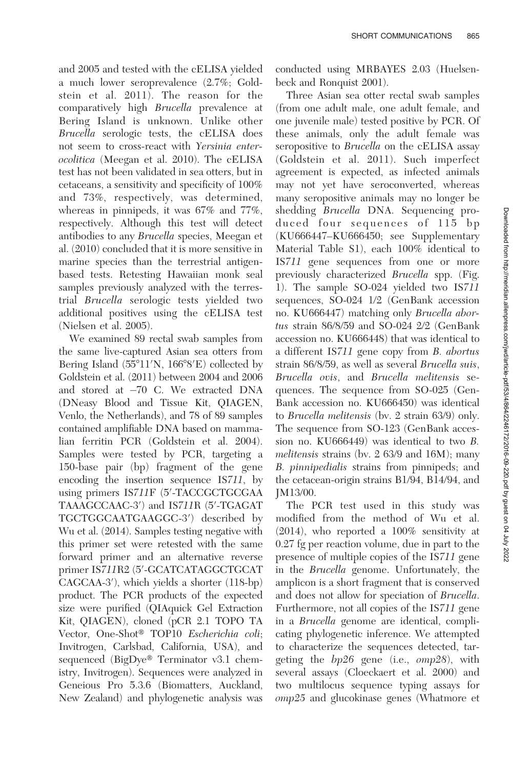and 2005 and tested with the cELISA yielded a much lower seroprevalence (2.7%; Goldstein et al. 2011). The reason for the comparatively high *Brucella* prevalence at Bering Island is unknown. Unlike other *Brucella* serologic tests, the cELISA does not seem to cross-react with *Yersinia enterocolitica* (Meegan et al. 2010). The cELISA test has not been validated in sea otters, but in cetaceans, a sensitivity and specificity of 100% and 73%, respectively, was determined, whereas in pinnipeds, it was 67% and 77%, respectively. Although this test will detect antibodies to any *Brucella* species, Meegan et al. (2010) concluded that it is more sensitive in marine species than the terrestrial antigen-based tests. Retesting Hawaiian monk seal samples previously analyzed with the terrestrial *Brucella* serologic tests yielded two additional positives using the cELISA test (Nielsen et al. 2005).

We examined 89 rectal swab samples from the same live-captured Asian sea otters from Bering Island (55°11′N, 166°8′E) collected by Goldstein et al. (2011) between 2004 and 2006 and stored at −70 C. We extracted DNA (DNeasy Blood and Tissue Kit, QIAGEN, Venlo, the Netherlands), and 78 of 89 samples contained amplifiable DNA based on mammalian ferritin PCR (Goldstein et al. 2004). Samples were tested by PCR, targeting a 150-base pair (bp) fragment of the gene encoding the insertion sequence IS*711*, by using primers IS*711*F (5′-TACCGCTGCGAA TAAAGCCAAC-3′) and IS*711*R (5′-TGAGAT TGCTGGCAATGAAGGC-3′) described by Wu et al. (2014). Samples testing negative with this primer set were retested with the same forward primer and an alternative reverse primer IS*711*R2 (5′-GCATCATAGGCTGCAT CAGCAA-3′), which yields a shorter (118-bp) product. The PCR products of the expected size were purified (QIAquick Gel Extraction Kit, QIAGEN), cloned (pCR 2.1 TOPO TA Vector, One-Shot® TOP10 *Escherichia coli*; Invitrogen, Carlsbad, California, USA), and sequenced (BigDye® Terminator v3.1 chemistry, Invitrogen). Sequences were analyzed in Geneious Pro 5.3.6 (Biomatters, Auckland, New Zealand) and phylogenetic analysis was conducted using MRBAYES 2.03 (Huelsenbeck and Ronquist 2001).

Three Asian sea otter rectal swab samples (from one adult male, one adult female, and one juvenile male) tested positive by PCR. Of these animals, only the adult female was seropositive to *Brucella* on the cELISA assay (Goldstein et al. 2011). Such imperfect agreement is expected, as infected animals may not yet have seroconverted, whereas many seropositive animals may no longer be shedding *Brucella* DNA. Sequencing produced four sequences of 115 bp (KU666447–KU666450; see Supplementary Material Table S1), each 100% identical to IS*711* gene sequences from one or more previously characterized *Brucella* spp. (Fig. 1). The sample SO-024 yielded two IS*711* sequences, SO-024 1/2 (GenBank accession no. KU666447) matching only *Brucella abortus* strain 86/8/59 and SO-024 2/2 (GenBank accession no. KU666448) that was identical to a different IS*711* gene copy from *B. abortus* strain 86/8/59, as well as several *Brucella suis*, *Brucella ovis*, and *Brucella melitensis* sequences. The sequence from SO-025 (GenBank accession no. KU666450) was identical to *Brucella melitensis* (bv. 2 strain 63/9) only. The sequence from SO-123 (GenBank accession no. KU666449) was identical to two *B. melitensis* strains (bv. 2 63/9 and 16M); many *B. pinnipedialis* strains from pinnipeds; and the cetacean-origin strains B1/94, B14/94, and JM13/00.

The PCR test used in this study was modified from the method of Wu et al. (2014), who reported a 100% sensitivity at 0.27 fg per reaction volume, due in part to the presence of multiple copies of the IS*711* gene in the *Brucella* genome. Unfortunately, the amplicon is a short fragment that is conserved and does not allow for speciation of *Brucella*. Furthermore, not all copies of the IS*711* gene in a *Brucella* genome are identical, complicating phylogenetic inference. We attempted to characterize the sequences detected, targeting the *bp26* gene (i.e., *omp28*), with several assays (Cloeckaert et al. 2000) and two multilocus sequence typing assays for *omp25* and glucokinase genes (Whatmore et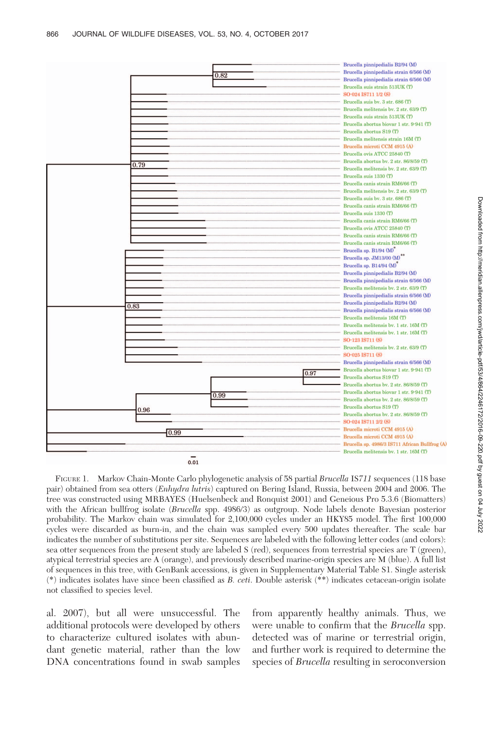FIGURE 1. Markov Chain-Monte Carlo phylogenetic analysis of 58 partial *Brucella* IS*711* sequences (118 base pair) obtained from sea otters (*Enhydra lutris*) captured on Bering Island, Russia, between 2004 and 2006. The tree was constructed using MRBAYES (Huelsenbeck and Ronquist 2001) and Geneious Pro 5.3.6 (Biomatters) with the African bullfrog isolate (*Brucella* spp. 4986/3) as outgroup. Node labels denote Bayesian posterior probability. The Markov chain was simulated for 2,100,000 cycles under an HKY85 model. The first 100,000 cycles were discarded as burn-in, and the chain was sampled every 500 updates thereafter. The scale bar indicates the number of substitutions per site. Sequences are labeled with the following letter codes (and colors): sea otter sequences from the present study are labeled S (red), sequences from terrestrial species are T (green), atypical terrestrial species are A (orange), and previously described marine-origin species are M (blue). A full list of sequences in this tree, with GenBank accessions, is given in Supplementary Material Table S1. Single asterisk (*) indicates isolates have since been classified as *B. ceti*. Double asterisk (**) indicates cetacean-origin isolate not classified to species level.

al. 2007), but all were unsuccessful. The additional protocols were developed by others to characterize cultured isolates with abundant genetic material, rather than the low DNA concentrations found in swab samples from apparently healthy animals. Thus, we were unable to confirm that the *Brucella* spp. detected was of marine or terrestrial origin, and further work is required to determine the species of *Brucella* resulting in seroconversion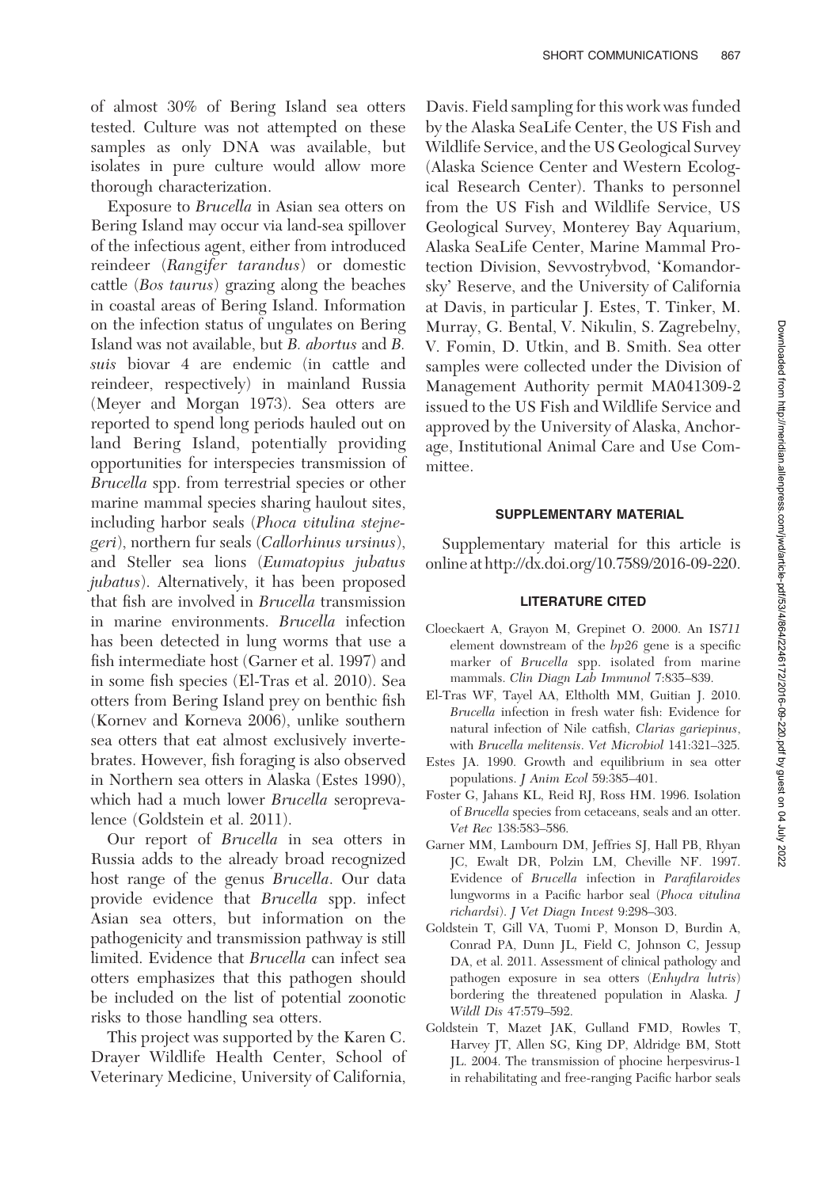of almost 30% of Bering Island sea otters tested. Culture was not attempted on these samples as only DNA was available, but isolates in pure culture would allow more thorough characterization.

Exposure to *Brucella* in Asian sea otters on Bering Island may occur via land-sea spillover of the infectious agent, either from introduced reindeer (*Rangifer tarandus*) or domestic cattle (*Bos taurus*) grazing along the beaches in coastal areas of Bering Island. Information on the infection status of ungulates on Bering Island was not available, but *B. abortus* and *B. suis* biovar 4 are endemic (in cattle and reindeer, respectively) in mainland Russia (Meyer and Morgan 1973). Sea otters are reported to spend long periods hauled out on land Bering Island, potentially providing opportunities for interspecies transmission of *Brucella* spp. from terrestrial species or other marine mammal species sharing haulout sites, including harbor seals (*Phoca vitulina stejnegeri*), northern fur seals (*Callorhinus ursinus*), and Steller sea lions (*Eumatopius jubatus jubatus*). Alternatively, it has been proposed that fish are involved in *Brucella* transmission in marine environments. *Brucella* infection has been detected in lung worms that use a fish intermediate host (Garner et al. 1997) and in some fish species (El-Tras et al. 2010). Sea otters from Bering Island prey on benthic fish (Kornev and Korneva 2006), unlike southern sea otters that eat almost exclusively invertebrates. However, fish foraging is also observed in Northern sea otters in Alaska (Estes 1990), which had a much lower *Brucella* seroprevalence (Goldstein et al. 2011).

Our report of *Brucella* in sea otters in Russia adds to the already broad recognized host range of the genus *Brucella*. Our data provide evidence that *Brucella* spp. infect Asian sea otters, but information on the pathogenicity and transmission pathway is still limited. Evidence that *Brucella* can infect sea otters emphasizes that this pathogen should be included on the list of potential zoonotic risks to those handling sea otters.

This project was supported by the Karen C. Drayer Wildlife Health Center, School of Veterinary Medicine, University of California, Davis. Field sampling for this work was funded by the Alaska SeaLife Center, the US Fish and Wildlife Service, and the US Geological Survey (Alaska Science Center and Western Ecological Research Center). Thanks to personnel from the US Fish and Wildlife Service, US Geological Survey, Monterey Bay Aquarium, Alaska SeaLife Center, Marine Mammal Protection Division, Sevvostrybvod, 'Komandorsky' Reserve, and the University of California at Davis, in particular J. Estes, T. Tinker, M. Murray, G. Bental, V. Nikulin, S. Zagrebelny, V. Fomin, D. Utkin, and B. Smith. Sea otter samples were collected under the Division of Management Authority permit MA041309-2 issued to the US Fish and Wildlife Service and approved by the University of Alaska, Anchorage, Institutional Animal Care and Use Committee.

## SUPPLEMENTARY MATERIAL

Supplementary material for this article is online at http://dx.doi.org/10.7589/2016-09-220.

## LITERATURE CITED

Cloeckaert A, Grayon M, Grepinet O. 2000. An IS*711* element downstream of the *bp26* gene is a specific marker of *Brucella* spp. isolated from marine mammals. *Clin Diagn Lab Immunol* 7:835–839.

El-Tras WF, Tayel AA, Eltholth MM, Guitian J. 2010. *Brucella* infection in fresh water fish: Evidence for natural infection of Nile catfish, *Clarias gariepinus*, with *Brucella melitensis*. *Vet Microbiol* 141:321–325.

Estes JA. 1990. Growth and equilibrium in sea otter populations. *J Anim Ecol* 59:385–401.

Foster G, Jahans KL, Reid RJ, Ross HM. 1996. Isolation of *Brucella* species from cetaceans, seals and an otter. *Vet Rec* 138:583–586.

Garner MM, Lambourn DM, Jeffries SJ, Hall PB, Rhyan JC, Ewalt DR, Polzin LM, Cheville NF. 1997. Evidence of *Brucella* infection in *Parafilaroides* lungworms in a Pacific harbor seal (*Phoca vitulina richardsi*). *J Vet Diagn Invest* 9:298–303.

Goldstein T, Gill VA, Tuomi P, Monson D, Burdin A, Conrad PA, Dunn JL, Field C, Johnson C, Jessup DA, et al. 2011. Assessment of clinical pathology and pathogen exposure in sea otters (*Enhydra lutris*) bordering the threatened population in Alaska. *J Wildl Dis* 47:579–592.

Goldstein T, Mazet JAK, Gulland FMD, Rowles T, Harvey JT, Allen SG, King DP, Aldridge BM, Stott JL. 2004. The transmission of phocine herpesvirus-1 in rehabilitating and free-ranging Pacific harbor seals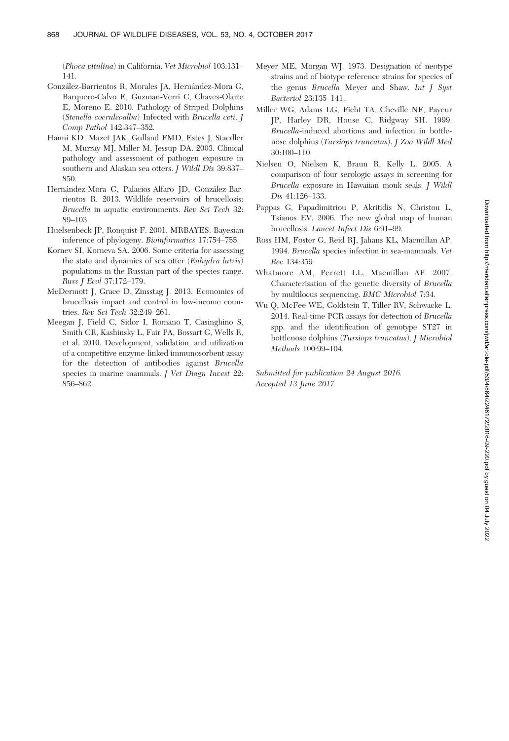(*Phoca vitulina*) in California. *Vet Microbiol* 103:131–141.

González-Barrientos R, Morales JA, Hernández-Mora G, Barquero-Calvo E, Guzman-Verri C, Chaves-Olarte E, Moreno E. 2010. Pathology of Striped Dolphins (*Stenella coeruleoalba*) Infected with *Brucella ceti*. *J Comp Pathol* 142:347–352.

Hanni KD, Mazet JAK, Gulland FMD, Estes J, Staedler M, Murray MJ, Miller M, Jessup DA. 2003. Clinical pathology and assessment of pathogen exposure in southern and Alaskan sea otters. *J Wildl Dis* 39:837–850.

Hernández-Mora G, Palacios-Alfaro JD, González-Barrientos R. 2013. Wildlife reservoirs of brucellosis: *Brucella* in aquatic environments. *Rev Sci Tech* 32: 89–103.

Huelsenbeck JP, Ronquist F. 2001. MRBAYES: Bayesian inference of phylogeny. *Bioinformatics* 17:754–755.

Kornev SI, Korneva SA. 2006. Some criteria for assessing the state and dynamics of sea otter (*Enhydra lutris*) populations in the Russian part of the species range. *Russ J Ecol* 37:172–179.

McDermott J, Grace D, Zinsstag J. 2013. Economics of brucellosis impact and control in low-income countries. *Rev Sci Tech* 32:249–261.

Meegan J, Field C, Sidor I, Romano T, Casinghino S, Smith CR, Kashinsky L, Fair PA, Bossart G, Wells R, et al. 2010. Development, validation, and utilization of a competitive enzyme-linked immunosorbent assay for the detection of antibodies against *Brucella* species in marine mammals. *J Vet Diagn Invest* 22: 856–862.

Meyer ME, Morgan WJ. 1973. Designation of neotype strains and of biotype reference strains for species of the genus *Brucella* Meyer and Shaw. *Int J Syst Bacteriol* 23:135–141.

Miller WG, Adams LG, Ficht TA, Cheville NF, Payeur JP, Harley DR, House C, Ridgway SH. 1999. *Brucella*-induced abortions and infection in bottlenose dolphins (*Tursiops truncatus*). *J Zoo Wildl Med* 30:100–110.

Nielsen O, Nielsen K, Braun R, Kelly L. 2005. A comparison of four serologic assays in screening for *Brucella* exposure in Hawaiian monk seals. *J Wildl Dis* 41:126–133.

Pappas G, Papadimitriou P, Akritidis N, Christou L, Tsianos EV. 2006. The new global map of human brucellosis. *Lancet Infect Dis* 6:91–99.

Ross HM, Foster G, Reid RJ, Jahans KL, Macmillan AP. 1994. *Brucella* species infection in sea-mammals. *Vet Rec* 134:359

Whatmore AM, Perrett LL, Macmillan AP. 2007. Characterisation of the genetic diversity of *Brucella* by multilocus sequencing. *BMC Microbiol* 7:34.

Wu Q, McFee WE, Goldstein T, Tiller RV, Schwacke L. 2014. Real-time PCR assays for detection of *Brucella* spp. and the identification of genotype ST27 in bottlenose dolphins (*Tursiops truncatus*). *J Microbiol Methods* 100:99–104.

*Submitted for publication 24 August 2016.*
*Accepted 13 June 2017.*